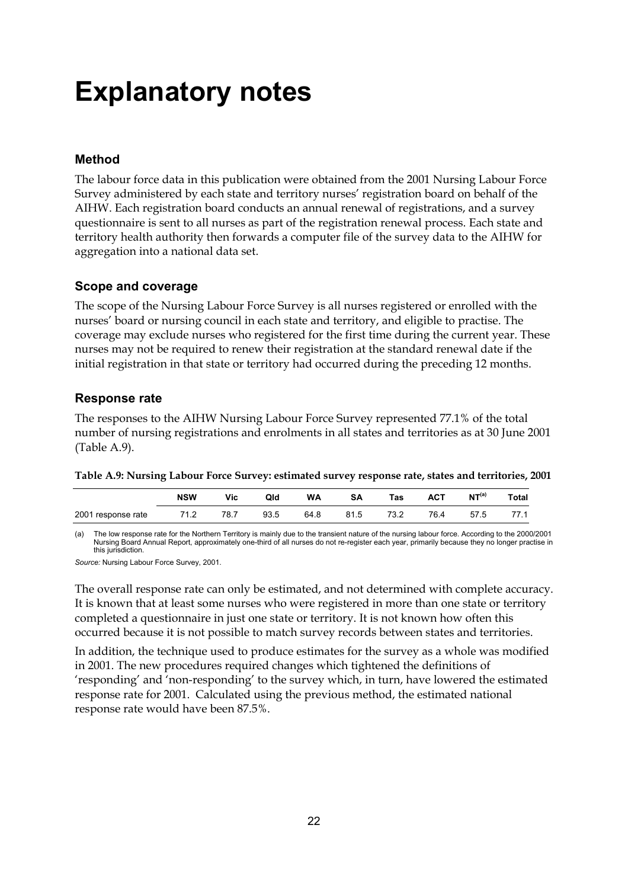# Explanatory notes

## Method

The labour force data in this publication were obtained from the 2001 Nursing Labour Force Survey administered by each state and territory nurses' registration board on behalf of the AIHW. Each registration board conducts an annual renewal of registrations, and a survey questionnaire is sent to all nurses as part of the registration renewal process. Each state and territory health authority then forwards a computer file of the survey data to the AIHW for aggregation into a national data set.

## Scope and coverage

The scope of the Nursing Labour Force Survey is all nurses registered or enrolled with the nurses' board or nursing council in each state and territory, and eligible to practise. The coverage may exclude nurses who registered for the first time during the current year. These nurses may not be required to renew their registration at the standard renewal date if the initial registration in that state or territory had occurred during the preceding 12 months.

## Response rate

The responses to the AIHW Nursing Labour Force Survey represented 77.1% of the total number of nursing registrations and enrolments in all states and territories as at 30 June 2001 (Table A.9).

**Table A.9: Nursing Labour Force Survey: estimated survey response rate, states and territories, 2001**

| | NSW | Vic | Qld | WA | SA | Tas | ACT | NT[(a)] | Total |
|---|---|---|---|---|---|---|---|---|---|
| 2001 response rate | 71.2 | 78.7 | 93.5 | 64.8 | 81.5 | 73.2 | 76.4 | 57.5 | 77.1 |

(a) The low response rate for the Northern Territory is mainly due to the transient nature of the nursing labour force. According to the 2000/2001 Nursing Board Annual Report, approximately one-third of all nurses do not re-register each year, primarily because they no longer practise in this jurisdiction.

*Source:* Nursing Labour Force Survey, 2001.

The overall response rate can only be estimated, and not determined with complete accuracy. It is known that at least some nurses who were registered in more than one state or territory completed a questionnaire in just one state or territory. It is not known how often this occurred because it is not possible to match survey records between states and territories.

In addition, the technique used to produce estimates for the survey as a whole was modified in 2001. The new procedures required changes which tightened the definitions of 'responding' and 'non-responding' to the survey which, in turn, have lowered the estimated response rate for 2001. Calculated using the previous method, the estimated national response rate would have been 87.5%.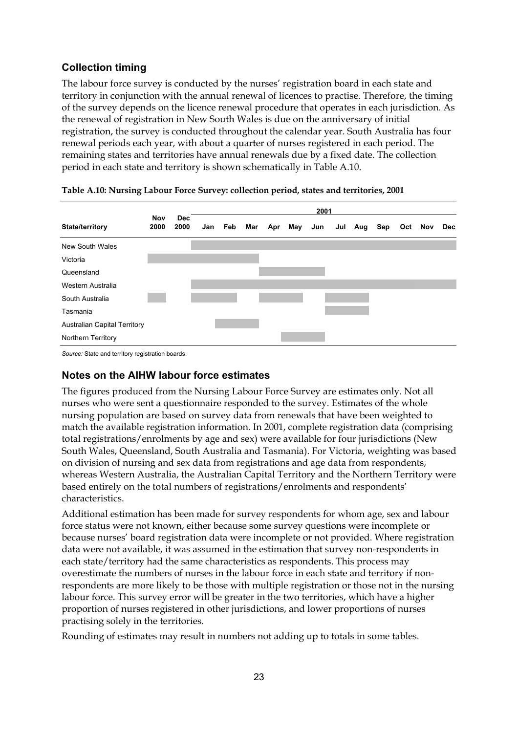## Collection timing

The labour force survey is conducted by the nurses' registration board in each state and territory in conjunction with the annual renewal of licences to practise. Therefore, the timing of the survey depends on the licence renewal procedure that operates in each jurisdiction. As the renewal of registration in New South Wales is due on the anniversary of initial registration, the survey is conducted throughout the calendar year. South Australia has four renewal periods each year, with about a quarter of nurses registered in each period. The remaining states and territories have annual renewals due by a fixed date. The collection period in each state and territory is shown schematically in Table A.10.

**Table A.10: Nursing Labour Force Survey: collection period, states and territories, 2001**

| State/territory | Nov 2000 | Dec 2000 | 2001 Jan | Feb | Mar | Apr | May | Jun | Jul | Aug | Sep | Oct | Nov | Dec |
|---|---|---|---|---|---|---|---|---|---|---|---|---|---|---|
| New South Wales | | | ■ | ■ | ■ | ■ | ■ | ■ | ■ | ■ | ■ | ■ | ■ | ■ |
| Victoria | ■ | ■ | ■ | ■ | ■ | | | | | | | | | |
| Queensland | | | | | | ■ | ■ | ■ | | | | | | |
| Western Australia | | | ■ | ■ | ■ | ■ | ■ | ■ | ■ | ■ | ■ | ■ | ■ | ■ |
| South Australia | ■ | | ■ | ■ | | ■ | ■ | | ■ | ■ | | | | |
| Tasmania | | | | | | | | | ■ | ■ | | | | |
| Australian Capital Territory | | | | ■ | ■ | | | | | | | | | |
| Northern Territory | | | | | | | ■ | ■ | | | | | | |

*Source:* State and territory registration boards.

## Notes on the AIHW labour force estimates

The figures produced from the Nursing Labour Force Survey are estimates only. Not all nurses who were sent a questionnaire responded to the survey. Estimates of the whole nursing population are based on survey data from renewals that have been weighted to match the available registration information. In 2001, complete registration data (comprising total registrations/enrolments by age and sex) were available for four jurisdictions (New South Wales, Queensland, South Australia and Tasmania). For Victoria, weighting was based on division of nursing and sex data from registrations and age data from respondents, whereas Western Australia, the Australian Capital Territory and the Northern Territory were based entirely on the total numbers of registrations/enrolments and respondents' characteristics.

Additional estimation has been made for survey respondents for whom age, sex and labour force status were not known, either because some survey questions were incomplete or because nurses' board registration data were incomplete or not provided. Where registration data were not available, it was assumed in the estimation that survey non-respondents in each state/territory had the same characteristics as respondents. This process may overestimate the numbers of nurses in the labour force in each state and territory if non-respondents are more likely to be those with multiple registration or those not in the nursing labour force. This survey error will be greater in the two territories, which have a higher proportion of nurses registered in other jurisdictions, and lower proportions of nurses practising solely in the territories.

Rounding of estimates may result in numbers not adding up to totals in some tables.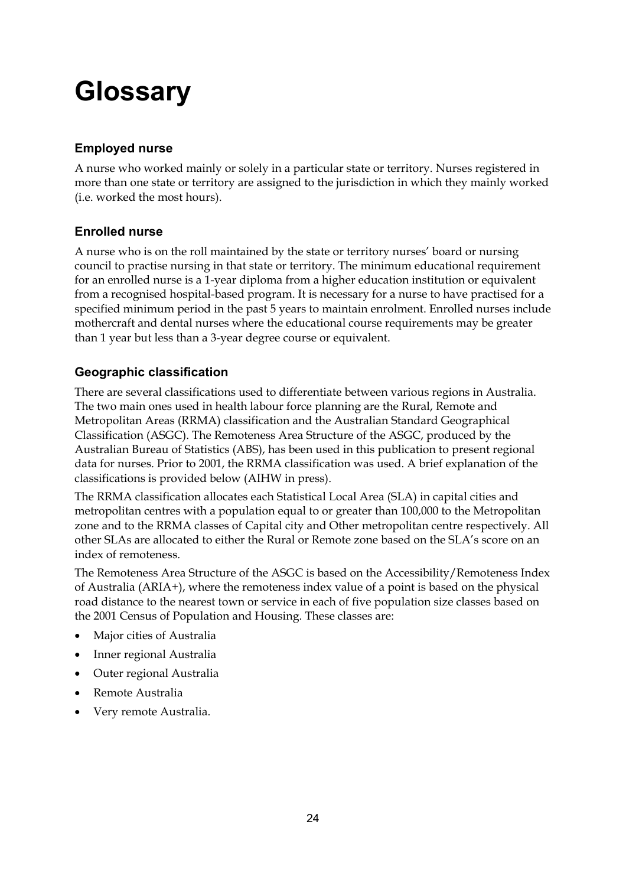# Glossary

### Employed nurse

A nurse who worked mainly or solely in a particular state or territory. Nurses registered in more than one state or territory are assigned to the jurisdiction in which they mainly worked (i.e. worked the most hours).

### Enrolled nurse

A nurse who is on the roll maintained by the state or territory nurses' board or nursing council to practise nursing in that state or territory. The minimum educational requirement for an enrolled nurse is a 1-year diploma from a higher education institution or equivalent from a recognised hospital-based program. It is necessary for a nurse to have practised for a specified minimum period in the past 5 years to maintain enrolment. Enrolled nurses include mothercraft and dental nurses where the educational course requirements may be greater than 1 year but less than a 3-year degree course or equivalent.

### Geographic classification

There are several classifications used to differentiate between various regions in Australia. The two main ones used in health labour force planning are the Rural, Remote and Metropolitan Areas (RRMA) classification and the Australian Standard Geographical Classification (ASGC). The Remoteness Area Structure of the ASGC, produced by the Australian Bureau of Statistics (ABS), has been used in this publication to present regional data for nurses. Prior to 2001, the RRMA classification was used. A brief explanation of the classifications is provided below (AIHW in press).

The RRMA classification allocates each Statistical Local Area (SLA) in capital cities and metropolitan centres with a population equal to or greater than 100,000 to the Metropolitan zone and to the RRMA classes of Capital city and Other metropolitan centre respectively. All other SLAs are allocated to either the Rural or Remote zone based on the SLA's score on an index of remoteness.

The Remoteness Area Structure of the ASGC is based on the Accessibility/Remoteness Index of Australia (ARIA+), where the remoteness index value of a point is based on the physical road distance to the nearest town or service in each of five population size classes based on the 2001 Census of Population and Housing. These classes are:

- Major cities of Australia
- Inner regional Australia
- Outer regional Australia
- Remote Australia
- Very remote Australia.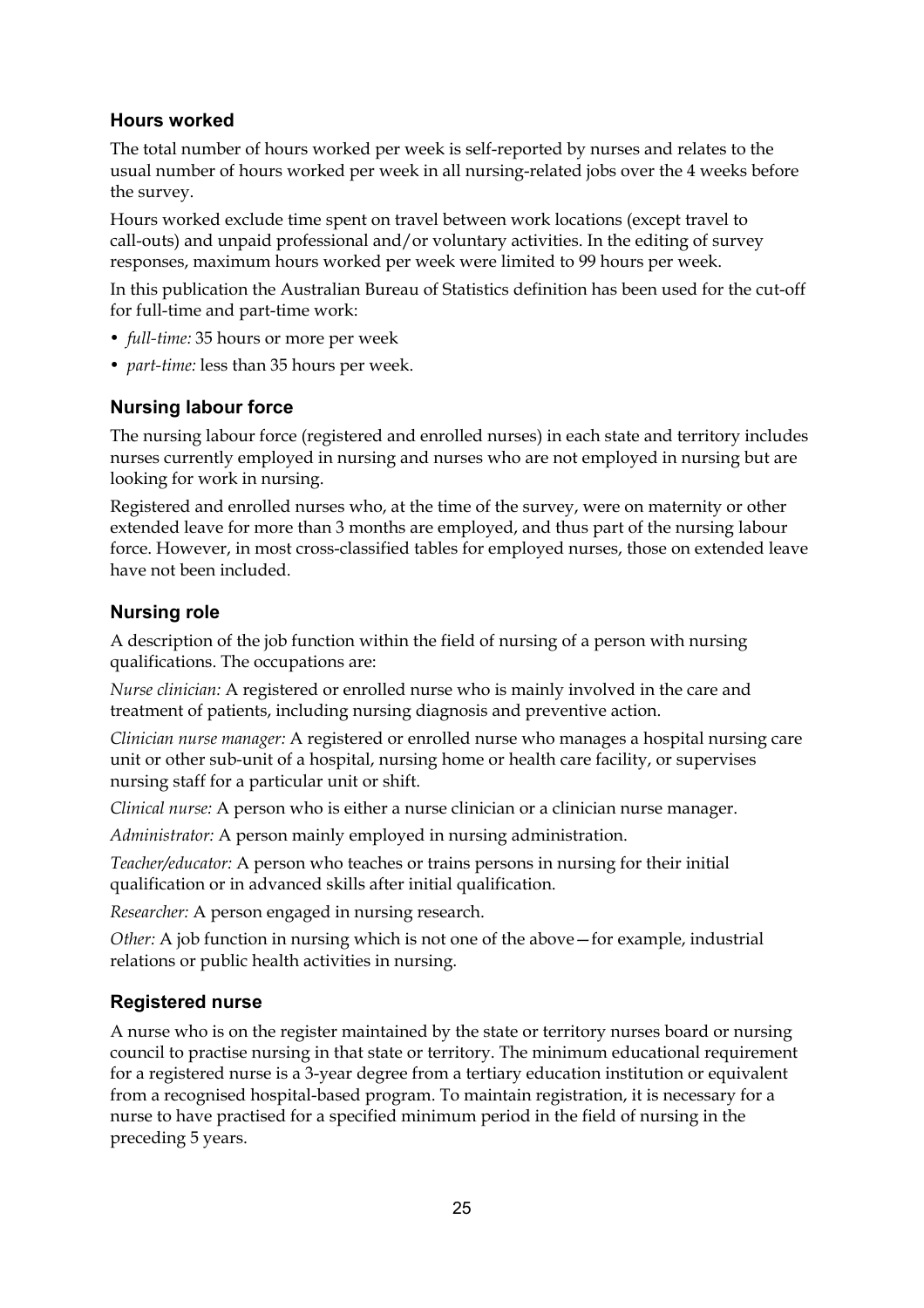## Hours worked

The total number of hours worked per week is self-reported by nurses and relates to the usual number of hours worked per week in all nursing-related jobs over the 4 weeks before the survey.

Hours worked exclude time spent on travel between work locations (except travel to call-outs) and unpaid professional and/or voluntary activities. In the editing of survey responses, maximum hours worked per week were limited to 99 hours per week.

In this publication the Australian Bureau of Statistics definition has been used for the cut-off for full-time and part-time work:

- *full-time:* 35 hours or more per week
- *part-time:* less than 35 hours per week.

## Nursing labour force

The nursing labour force (registered and enrolled nurses) in each state and territory includes nurses currently employed in nursing and nurses who are not employed in nursing but are looking for work in nursing.

Registered and enrolled nurses who, at the time of the survey, were on maternity or other extended leave for more than 3 months are employed, and thus part of the nursing labour force. However, in most cross-classified tables for employed nurses, those on extended leave have not been included.

## Nursing role

A description of the job function within the field of nursing of a person with nursing qualifications. The occupations are:

*Nurse clinician:* A registered or enrolled nurse who is mainly involved in the care and treatment of patients, including nursing diagnosis and preventive action.

*Clinician nurse manager:* A registered or enrolled nurse who manages a hospital nursing care unit or other sub-unit of a hospital, nursing home or health care facility, or supervises nursing staff for a particular unit or shift.

*Clinical nurse:* A person who is either a nurse clinician or a clinician nurse manager.

*Administrator:* A person mainly employed in nursing administration.

*Teacher/educator:* A person who teaches or trains persons in nursing for their initial qualification or in advanced skills after initial qualification.

*Researcher:* A person engaged in nursing research.

*Other:* A job function in nursing which is not one of the above—for example, industrial relations or public health activities in nursing.

## Registered nurse

A nurse who is on the register maintained by the state or territory nurses board or nursing council to practise nursing in that state or territory. The minimum educational requirement for a registered nurse is a 3-year degree from a tertiary education institution or equivalent from a recognised hospital-based program. To maintain registration, it is necessary for a nurse to have practised for a specified minimum period in the field of nursing in the preceding 5 years.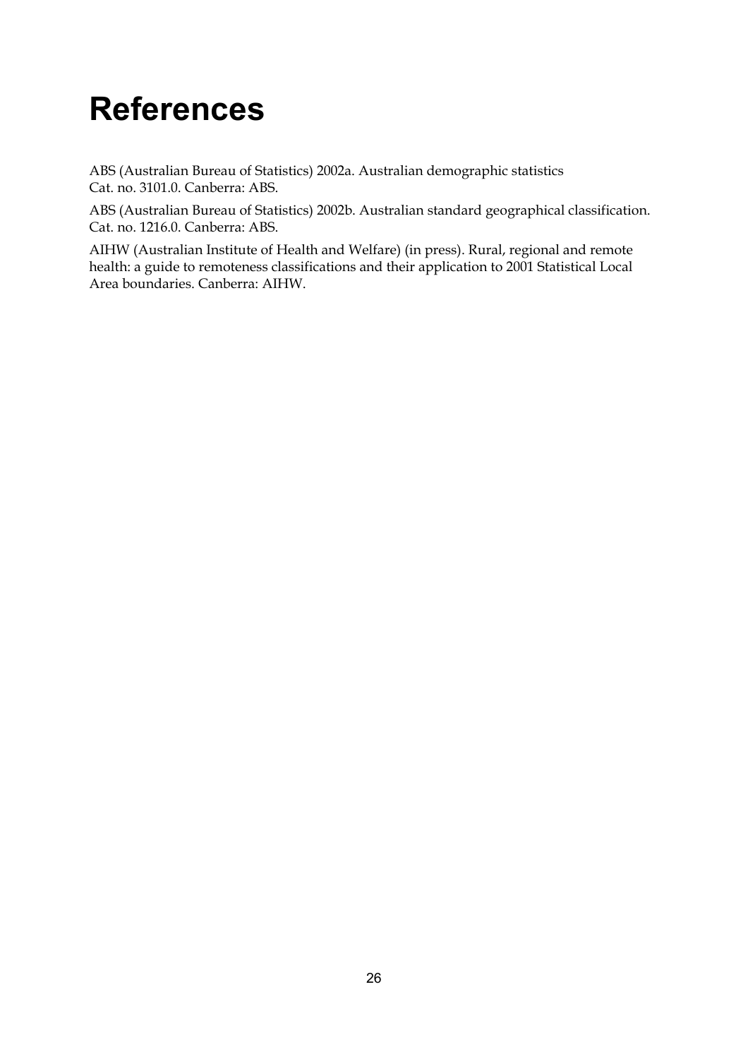# References

ABS (Australian Bureau of Statistics) 2002a. Australian demographic statistics Cat. no. 3101.0. Canberra: ABS.

ABS (Australian Bureau of Statistics) 2002b. Australian standard geographical classification. Cat. no. 1216.0. Canberra: ABS.

AIHW (Australian Institute of Health and Welfare) (in press). Rural, regional and remote health: a guide to remoteness classifications and their application to 2001 Statistical Local Area boundaries. Canberra: AIHW.